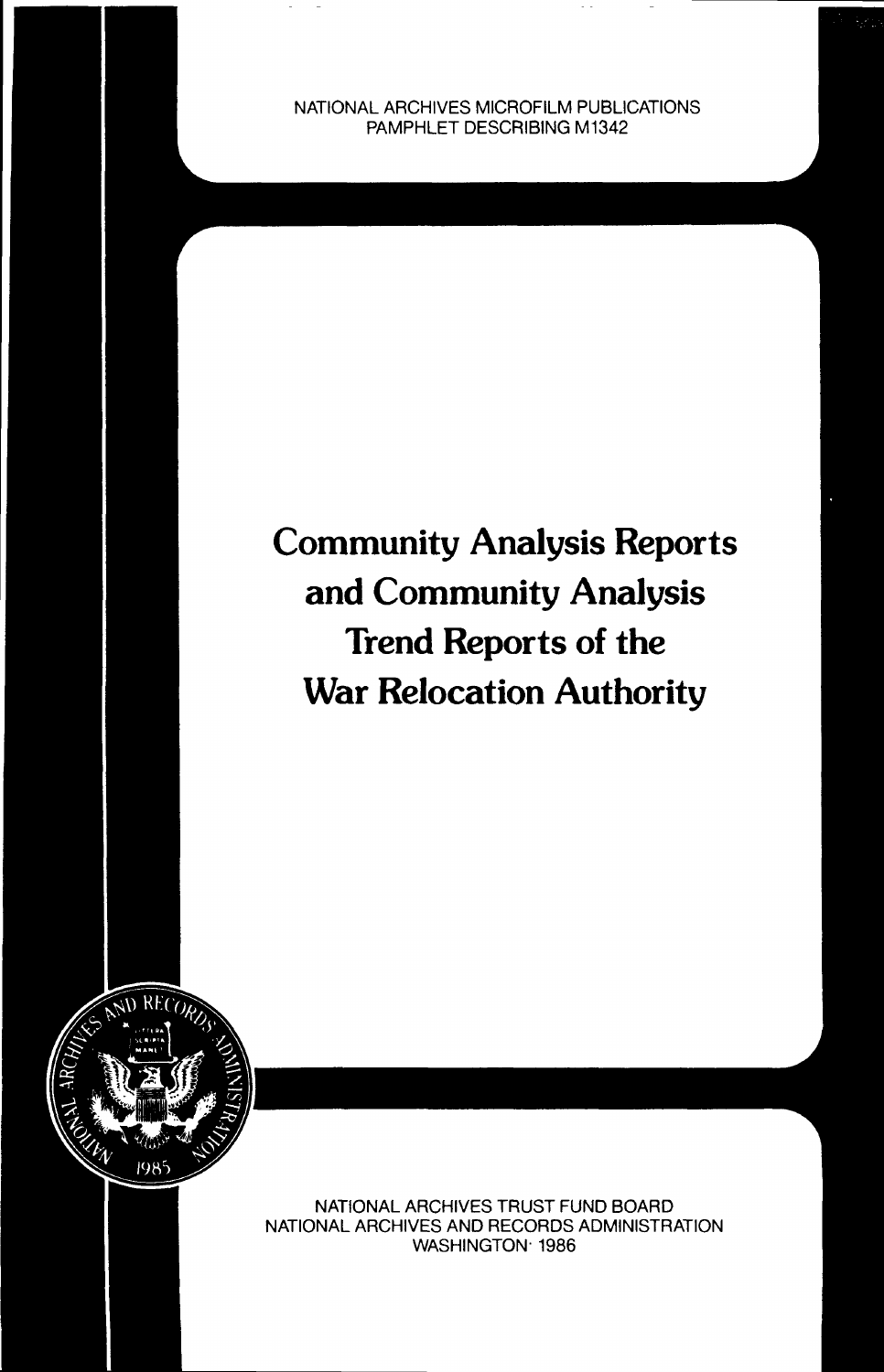NATIONAL ARCHIVES MICROFILM PUBLICATIONS
PAMPHLET DESCRIBING M1342

# Community Analysis Reports and Community Analysis Trend Reports of the War Relocation Authority

NATIONAL ARCHIVES TRUST FUND BOARD
NATIONAL ARCHIVES AND RECORDS ADMINISTRATION
WASHINGTON · 1986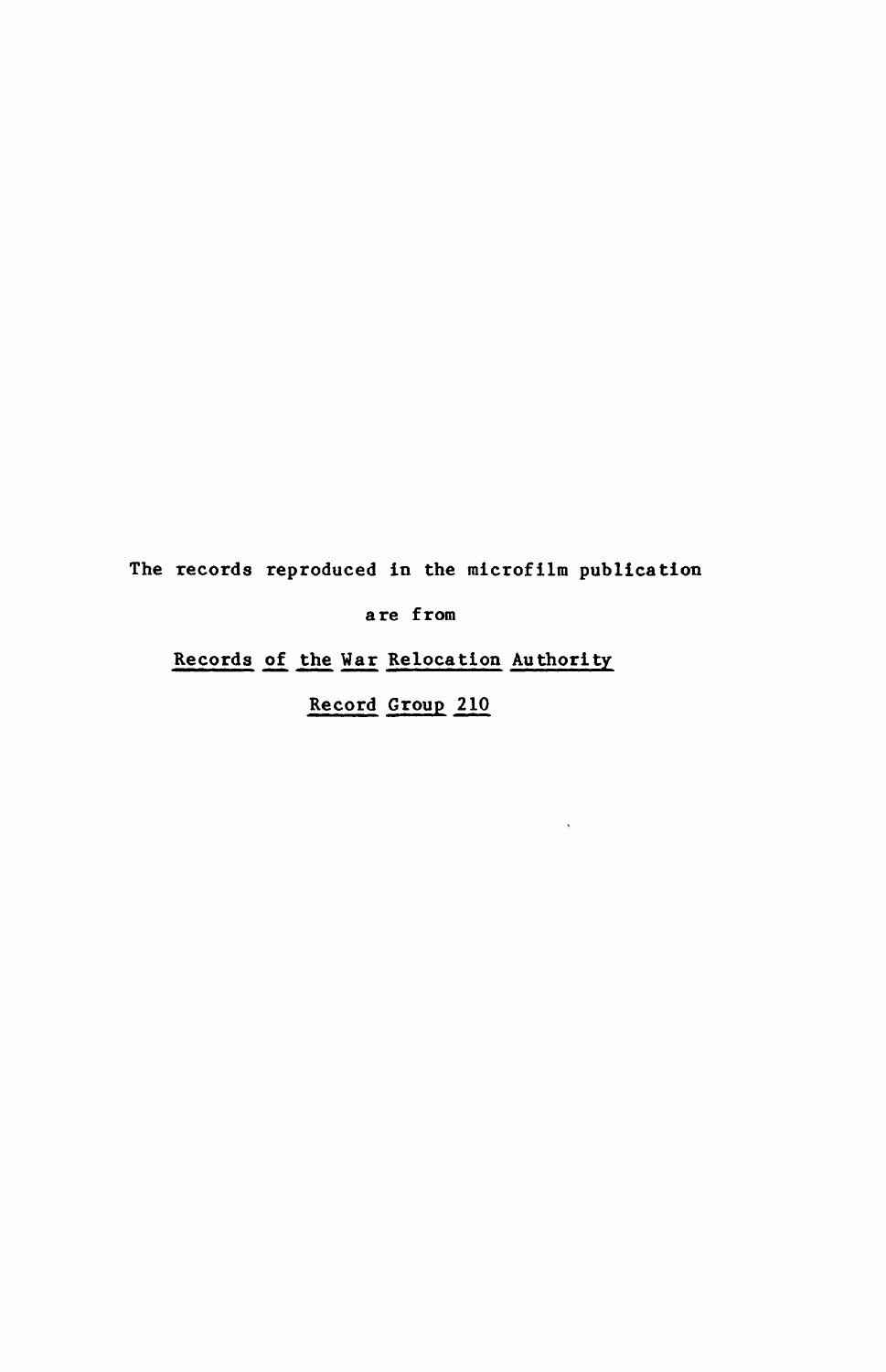The records reproduced in the microfilm publication

are from

Records of the War Relocation Authority

Record Group 210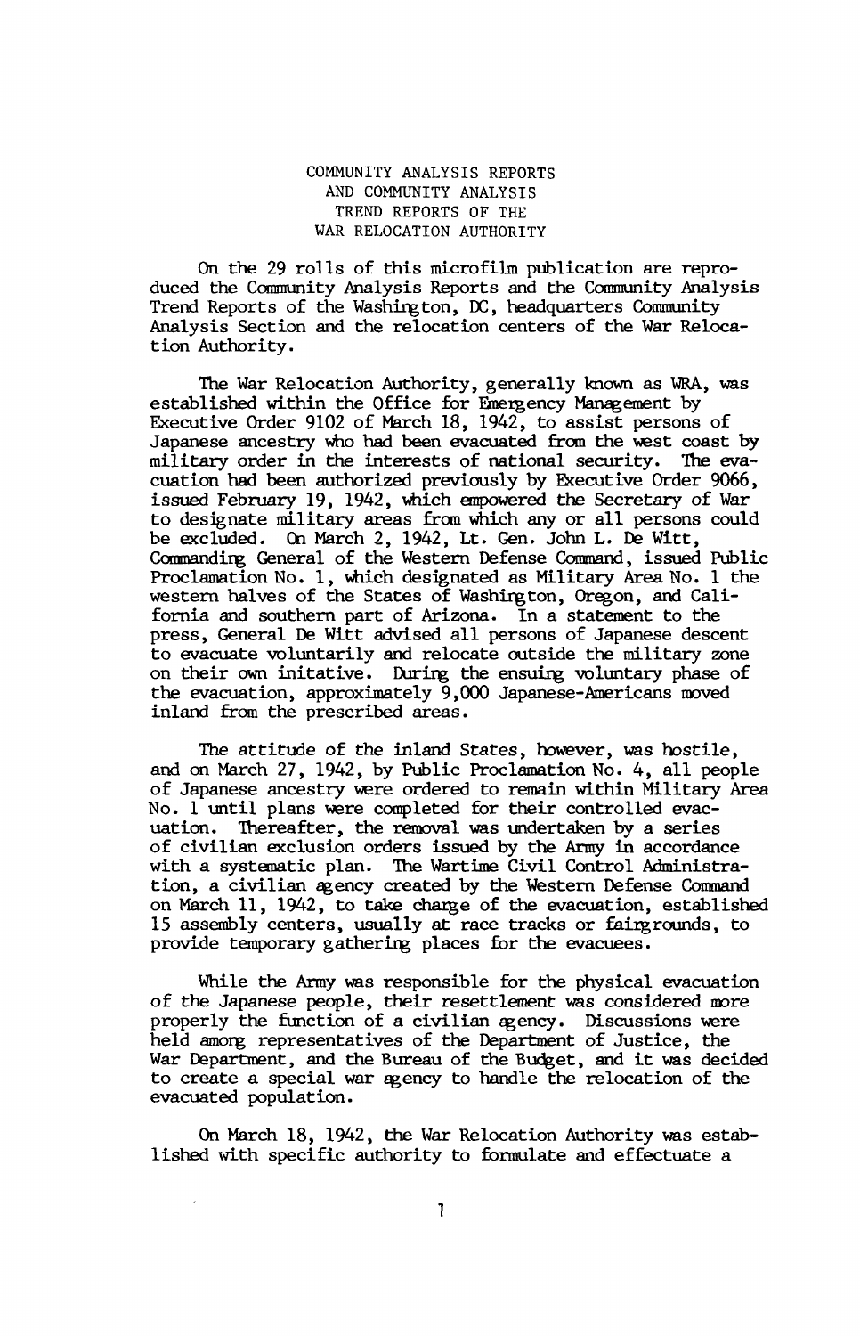# COMMUNITY ANALYSIS REPORTS AND COMMUNITY ANALYSIS TREND REPORTS OF THE WAR RELOCATION AUTHORITY

On the 29 rolls of this microfilm publication are reproduced the Community Analysis Reports and the Community Analysis Trend Reports of the Washington, DC, headquarters Community Analysis Section and the relocation centers of the War Relocation Authority.

The War Relocation Authority, generally known as WRA, was established within the Office for Emergency Management by Executive Order 9102 of March 18, 1942, to assist persons of Japanese ancestry who had been evacuated from the west coast by military order in the interests of national security. The evacuation had been authorized previously by Executive Order 9066, issued February 19, 1942, which empowered the Secretary of War to designate military areas from which any or all persons could be excluded. On March 2, 1942, Lt. Gen. John L. De Witt, Commanding General of the Western Defense Command, issued Public Proclamation No. 1, which designated as Military Area No. 1 the western halves of the States of Washington, Oregon, and California and southern part of Arizona. In a statement to the press, General De Witt advised all persons of Japanese descent to evacuate voluntarily and relocate outside the military zone on their own initative. During the ensuing voluntary phase of the evacuation, approximately 9,000 Japanese-Americans moved inland from the prescribed areas.

The attitude of the inland States, however, was hostile, and on March 27, 1942, by Public Proclamation No. 4, all people of Japanese ancestry were ordered to remain within Military Area No. 1 until plans were completed for their controlled evacuation. Thereafter, the removal was undertaken by a series of civilian exclusion orders issued by the Army in accordance with a systematic plan. The Wartime Civil Control Administration, a civilian agency created by the Western Defense Command on March 11, 1942, to take charge of the evacuation, established 15 assembly centers, usually at race tracks or fairgrounds, to provide temporary gathering places for the evacuees.

While the Army was responsible for the physical evacuation of the Japanese people, their resettlement was considered more properly the function of a civilian agency. Discussions were held among representatives of the Department of Justice, the War Department, and the Bureau of the Budget, and it was decided to create a special war agency to handle the relocation of the evacuated population.

On March 18, 1942, the War Relocation Authority was established with specific authority to formulate and effectuate a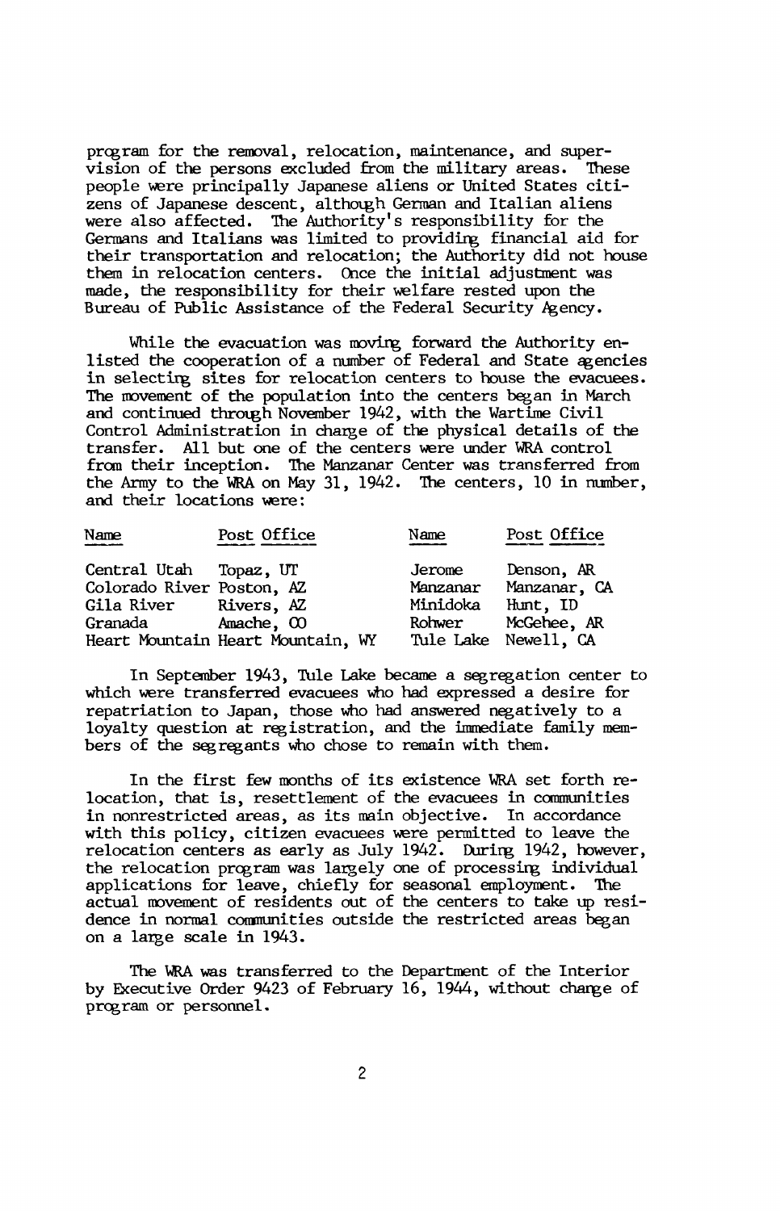program for the removal, relocation, maintenance, and supervision of the persons excluded from the military areas. These people were principally Japanese aliens or United States citizens of Japanese descent, although German and Italian aliens were also affected. The Authority's responsibility for the Germans and Italians was limited to providing financial aid for their transportation and relocation; the Authority did not house them in relocation centers. Once the initial adjustment was made, the responsibility for their welfare rested upon the Bureau of Public Assistance of the Federal Security Agency.

While the evacuation was moving forward the Authority enlisted the cooperation of a number of Federal and State agencies in selecting sites for relocation centers to house the evacuees. The movement of the population into the centers began in March and continued through November 1942, with the Wartime Civil Control Administration in charge of the physical details of the transfer. All but one of the centers were under WRA control from their inception. The Manzanar Center was transferred from the Army to the WRA on May 31, 1942. The centers, 10 in number, and their locations were:

| Name | Post Office | Name | Post Office |
|---|---|---|---|
| Central Utah | Topaz, UT | Jerome | Denson, AR |
| Colorado River | Poston, AZ | Manzanar | Manzanar, CA |
| Gila River | Rivers, AZ | Minidoka | Hunt, ID |
| Granada | Amache, CO | Rohwer | McGehee, AR |
| Heart Mountain | Heart Mountain, WY | Tule Lake | Newell, CA |

In September 1943, Tule Lake became a segregation center to which were transferred evacuees who had expressed a desire for repatriation to Japan, those who had answered negatively to a loyalty question at registration, and the immediate family members of the segregants who chose to remain with them.

In the first few months of its existence WRA set forth relocation, that is, resettlement of the evacuees in communities in nonrestricted areas, as its main objective. In accordance with this policy, citizen evacuees were permitted to leave the relocation centers as early as July 1942. During 1942, however, the relocation program was largely one of processing individual applications for leave, chiefly for seasonal employment. The actual movement of residents out of the centers to take up residence in normal communities outside the restricted areas began on a large scale in 1943.

The WRA was transferred to the Department of the Interior by Executive Order 9423 of February 16, 1944, without change of program or personnel.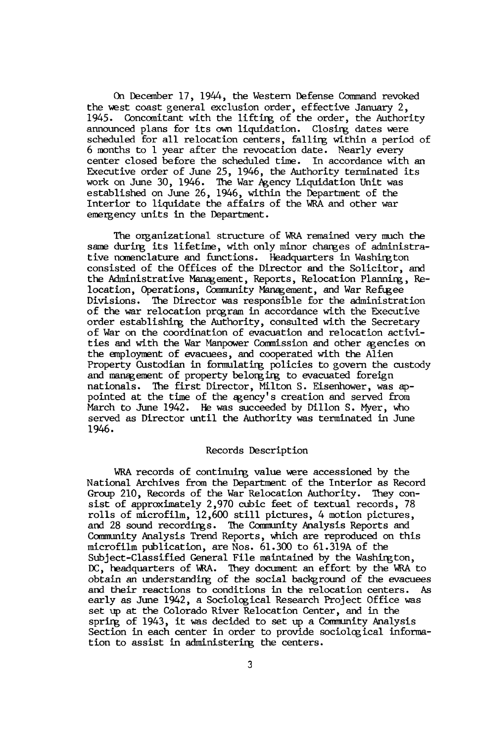On December 17, 1944, the Western Defense Command revoked the west coast general exclusion order, effective January 2, 1945. Concomitant with the lifting of the order, the Authority announced plans for its own liquidation. Closing dates were scheduled for all relocation centers, falling within a period of 6 months to 1 year after the revocation date. Nearly every center closed before the scheduled time. In accordance with an Executive order of June 25, 1946, the Authority terminated its work on June 30, 1946. The War Agency Liquidation Unit was established on June 26, 1946, within the Department of the Interior to liquidate the affairs of the WRA and other war emergency units in the Department.

The organizational structure of WRA remained very much the same during its lifetime, with only minor changes of administrative nomenclature and functions. Headquarters in Washington consisted of the Offices of the Director and the Solicitor, and the Administrative Management, Reports, Relocation Planning, Relocation, Operations, Community Management, and War Refugee Divisions. The Director was responsible for the administration of the war relocation program in accordance with the Executive order establishing the Authority, consulted with the Secretary of War on the coordination of evacuation and relocation activities and with the War Manpower Commission and other agencies on the employment of evacuees, and cooperated with the Alien Property Custodian in formulating policies to govern the custody and management of property belonging to evacuated foreign nationals. The first Director, Milton S. Eisenhower, was appointed at the time of the agency's creation and served from March to June 1942. He was succeeded by Dillon S. Myer, who served as Director until the Authority was terminated in June 1946.

## Records Description

WRA records of continuing value were accessioned by the National Archives from the Department of the Interior as Record Group 210, Records of the War Relocation Authority. They consist of approximately 2,970 cubic feet of textual records, 78 rolls of microfilm, 12,600 still pictures, 4 motion pictures, and 28 sound recordings. The Community Analysis Reports and Community Analysis Trend Reports, which are reproduced on this microfilm publication, are Nos. 61.300 to 61.319A of the Subject-Classified General File maintained by the Washington, DC, headquarters of WRA. They document an effort by the WRA to obtain an understanding of the social background of the evacuees and their reactions to conditions in the relocation centers. As early as June 1942, a Sociological Research Project Office was set up at the Colorado River Relocation Center, and in the spring of 1943, it was decided to set up a Community Analysis Section in each center in order to provide sociological information to assist in administering the centers.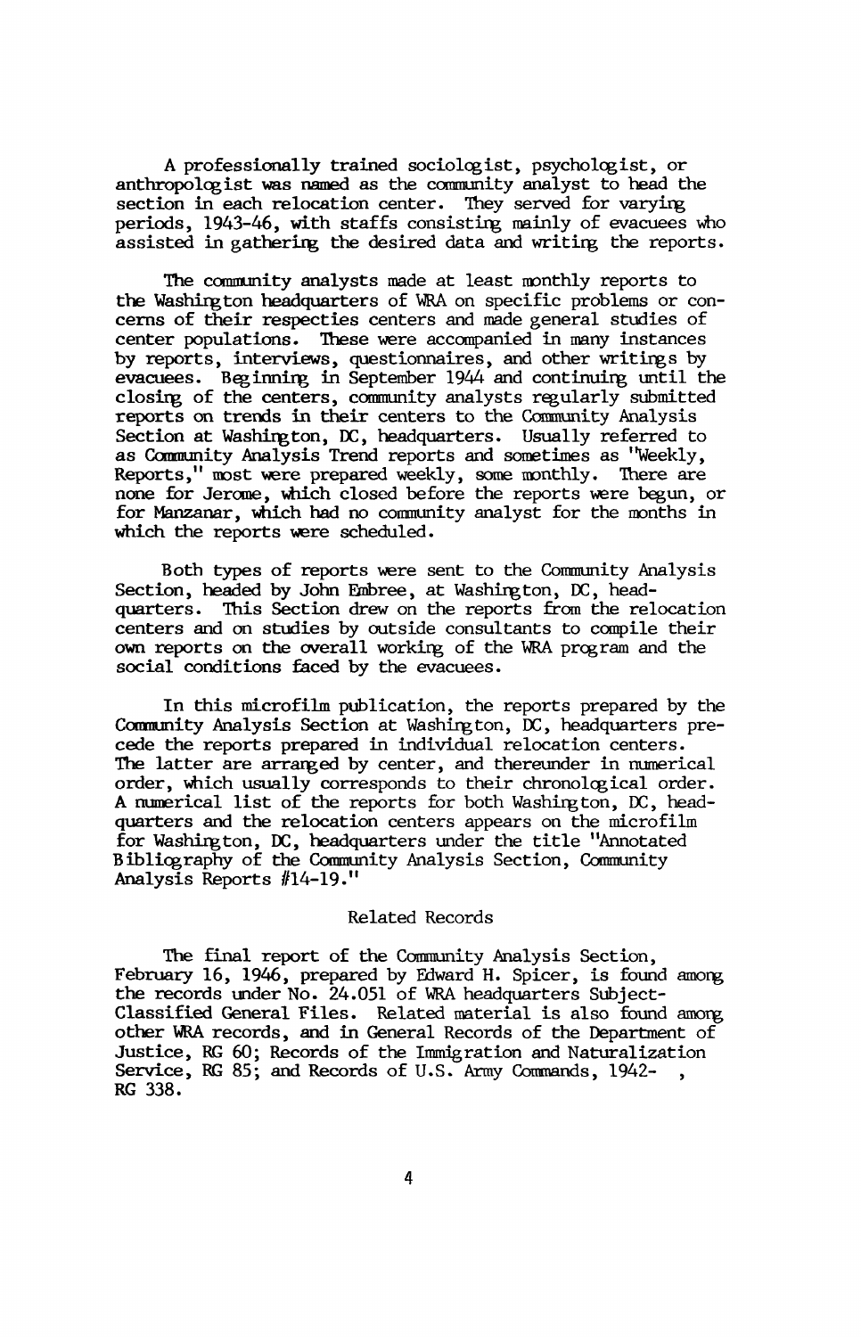A professionally trained sociologist, psychologist, or anthropologist was named as the community analyst to head the section in each relocation center. They served for varying periods, 1943-46, with staffs consisting mainly of evacuees who assisted in gathering the desired data and writing the reports.

The community analysts made at least monthly reports to the Washington headquarters of WRA on specific problems or concerns of their respecties centers and made general studies of center populations. These were accompanied in many instances by reports, interviews, questionnaires, and other writings by evacuees. Beginning in September 1944 and continuing until the closing of the centers, community analysts regularly submitted reports on trends in their centers to the Community Analysis Section at Washington, DC, headquarters. Usually referred to as Community Analysis Trend reports and sometimes as "Weekly, Reports," most were prepared weekly, some monthly. There are none for Jerome, which closed before the reports were begun, or for Manzanar, which had no community analyst for the months in which the reports were scheduled.

Both types of reports were sent to the Community Analysis Section, headed by John Embree, at Washington, DC, headquarters. This Section drew on the reports from the relocation centers and on studies by outside consultants to compile their own reports on the overall working of the WRA program and the social conditions faced by the evacuees.

In this microfilm publication, the reports prepared by the Community Analysis Section at Washington, DC, headquarters precede the reports prepared in individual relocation centers. The latter are arranged by center, and thereunder in numerical order, which usually corresponds to their chronological order. A numerical list of the reports for both Washington, DC, headquarters and the relocation centers appears on the microfilm for Washington, DC, headquarters under the title "Annotated Bibliography of the Community Analysis Section, Community Analysis Reports #14-19."

## Related Records

The final report of the Community Analysis Section, February 16, 1946, prepared by Edward H. Spicer, is found among the records under No. 24.051 of WRA headquarters Subject-Classified General Files. Related material is also found among other WRA records, and in General Records of the Department of Justice, RG 60; Records of the Immigration and Naturalization Service, RG 85; and Records of U.S. Army Commands, 1942- , RG 338.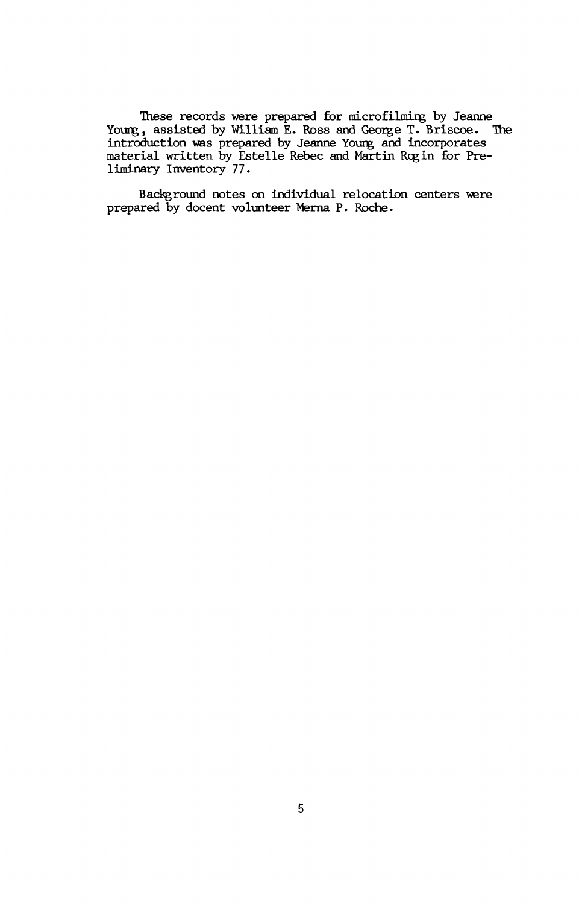These records were prepared for microfilming by Jeanne Young, assisted by William E. Ross and George T. Briscoe. The introduction was prepared by Jeanne Young and incorporates material written by Estelle Rebec and Martin Rogin for Preliminary Inventory 77.

Background notes on individual relocation centers were prepared by docent volunteer Merna P. Roche.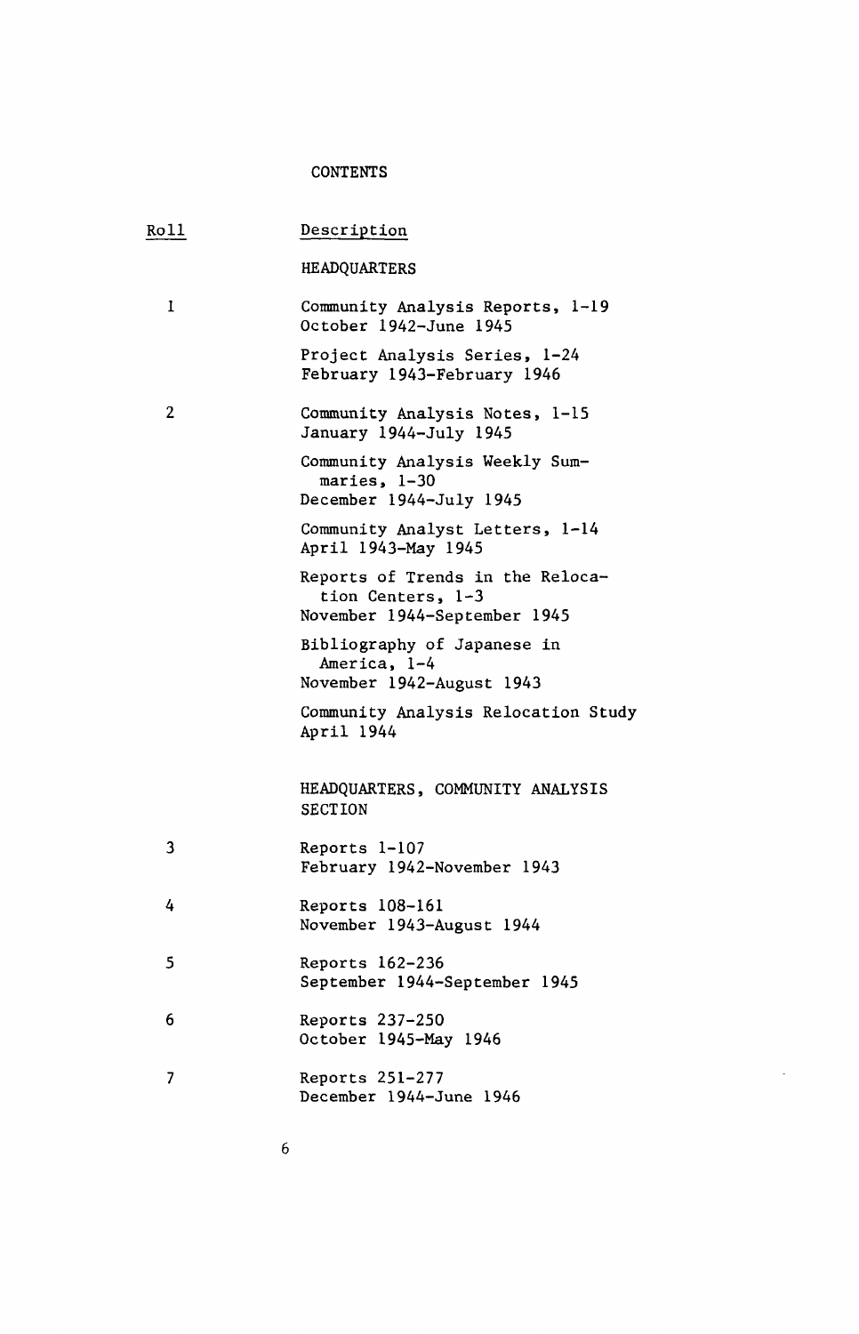# CONTENTS

| Roll | Description |
| --- | --- |
| | HEADQUARTERS |
| 1 | Community Analysis Reports, 1-19<br>October 1942-June 1945 |
| | Project Analysis Series, 1-24<br>February 1943-February 1946 |
| 2 | Community Analysis Notes, 1-15<br>January 1944-July 1945 |
| | Community Analysis Weekly Summaries, 1-30<br>December 1944-July 1945 |
| | Community Analyst Letters, 1-14<br>April 1943-May 1945 |
| | Reports of Trends in the Relocation Centers, 1-3<br>November 1944-September 1945 |
| | Bibliography of Japanese in America, 1-4<br>November 1942-August 1943 |
| | Community Analysis Relocation Study<br>April 1944 |
| | HEADQUARTERS, COMMUNITY ANALYSIS SECTION |
| 3 | Reports 1-107<br>February 1942-November 1943 |
| 4 | Reports 108-161<br>November 1943-August 1944 |
| 5 | Reports 162-236<br>September 1944-September 1945 |
| 6 | Reports 237-250<br>October 1945-May 1946 |
| 7 | Reports 251-277<br>December 1944-June 1946 |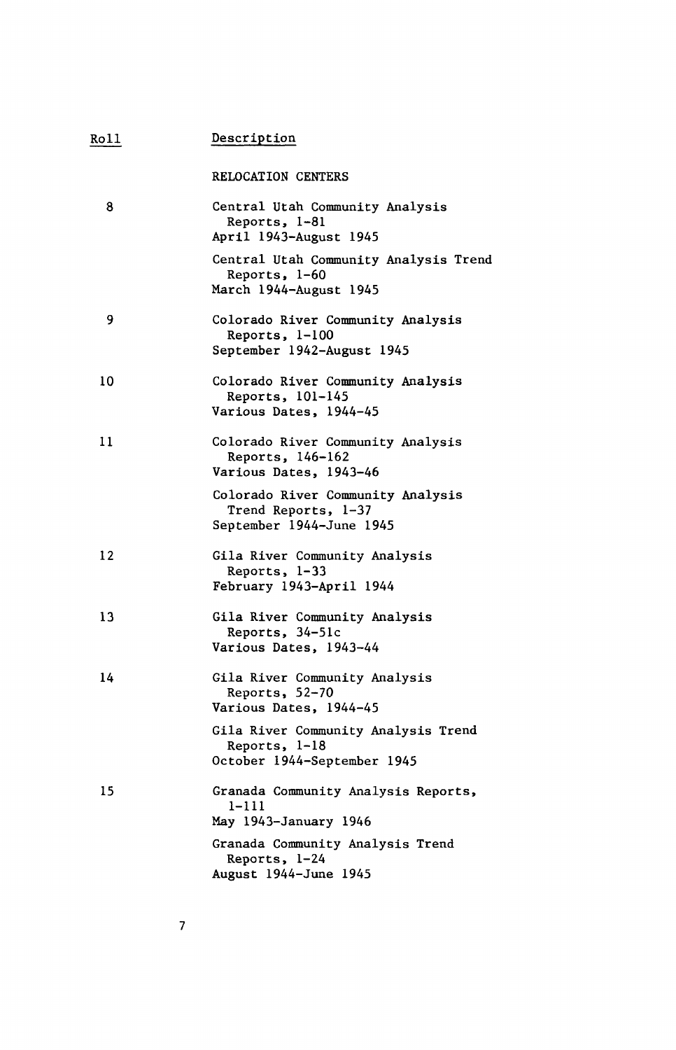| Roll | Description |
|---|---|
| | RELOCATION CENTERS |
| 8 | Central Utah Community Analysis Reports, 1-81<br>April 1943-August 1945 |
| | Central Utah Community Analysis Trend Reports, 1-60<br>March 1944-August 1945 |
| 9 | Colorado River Community Analysis Reports, 1-100<br>September 1942-August 1945 |
| 10 | Colorado River Community Analysis Reports, 101-145<br>Various Dates, 1944-45 |
| 11 | Colorado River Community Analysis Reports, 146-162<br>Various Dates, 1943-46 |
| | Colorado River Community Analysis Trend Reports, 1-37<br>September 1944-June 1945 |
| 12 | Gila River Community Analysis Reports, 1-33<br>February 1943-April 1944 |
| 13 | Gila River Community Analysis Reports, 34-51c<br>Various Dates, 1943-44 |
| 14 | Gila River Community Analysis Reports, 52-70<br>Various Dates, 1944-45 |
| | Gila River Community Analysis Trend Reports, 1-18<br>October 1944-September 1945 |
| 15 | Granada Community Analysis Reports, 1-111<br>May 1943-January 1946 |
| | Granada Community Analysis Trend Reports, 1-24<br>August 1944-June 1945 |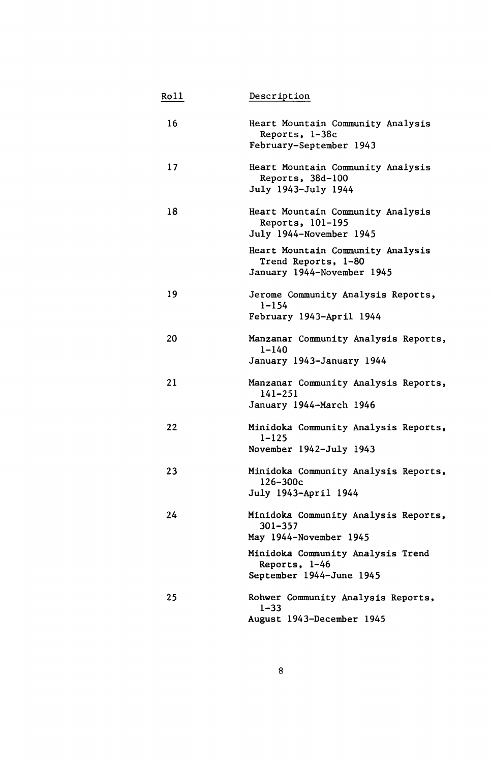| Roll | Description |
| --- | --- |
| 16 | Heart Mountain Community Analysis Reports, 1-38c<br>February-September 1943 |
| 17 | Heart Mountain Community Analysis Reports, 38d-100<br>July 1943-July 1944 |
| 18 | Heart Mountain Community Analysis Reports, 101-195<br>July 1944-November 1945 |
| | Heart Mountain Community Analysis Trend Reports, 1-80<br>January 1944-November 1945 |
| 19 | Jerome Community Analysis Reports, 1-154<br>February 1943-April 1944 |
| 20 | Manzanar Community Analysis Reports, 1-140<br>January 1943-January 1944 |
| 21 | Manzanar Community Analysis Reports, 141-251<br>January 1944-March 1946 |
| 22 | Minidoka Community Analysis Reports, 1-125<br>November 1942-July 1943 |
| 23 | Minidoka Community Analysis Reports, 126-300c<br>July 1943-April 1944 |
| 24 | Minidoka Community Analysis Reports, 301-357<br>May 1944-November 1945 |
| | Minidoka Community Analysis Trend Reports, 1-46<br>September 1944-June 1945 |
| 25 | Rohwer Community Analysis Reports, 1-33<br>August 1943-December 1945 |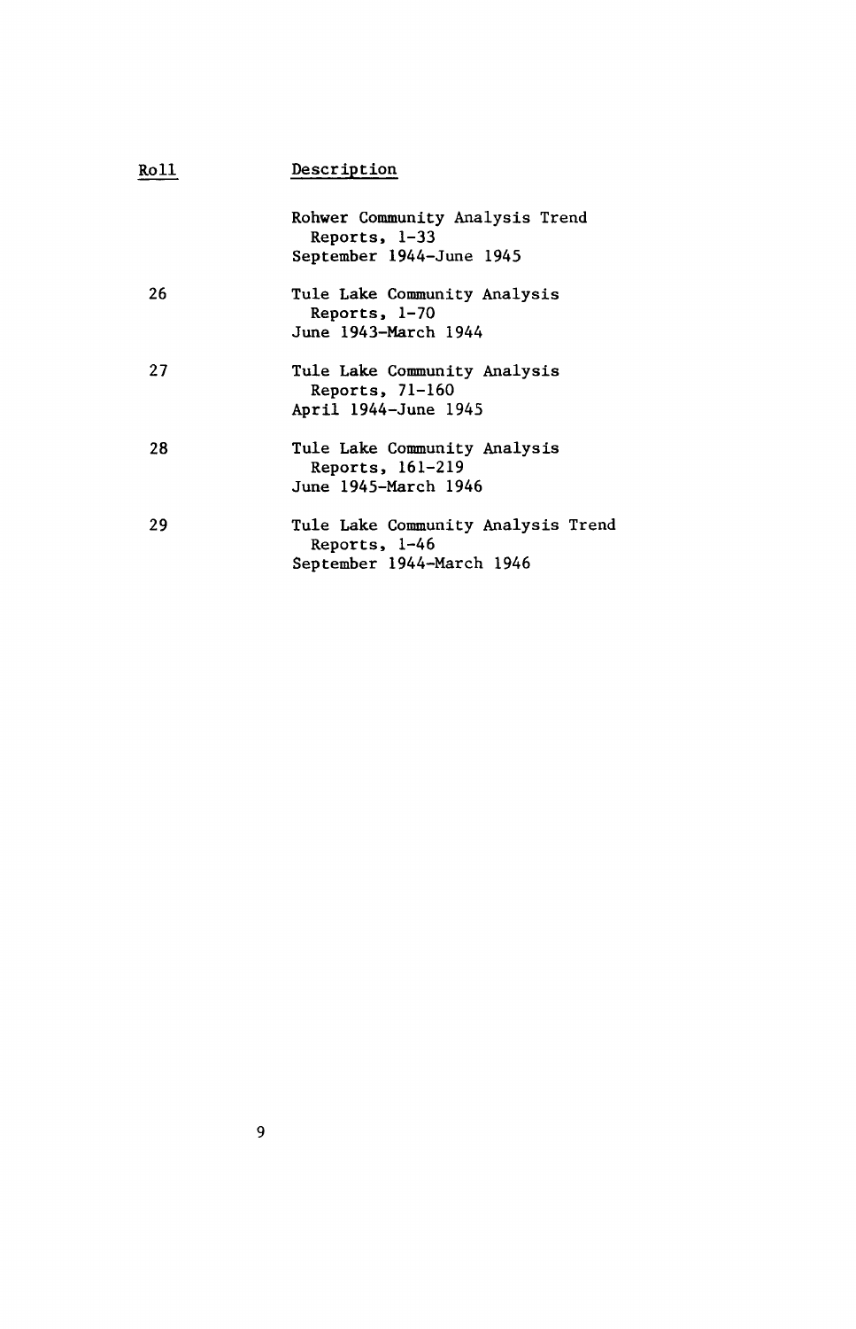| Roll | Description |
|---|---|
| | Rohwer Community Analysis Trend Reports, 1-33<br>September 1944-June 1945 |
| 26 | Tule Lake Community Analysis Reports, 1-70<br>June 1943-March 1944 |
| 27 | Tule Lake Community Analysis Reports, 71-160<br>April 1944-June 1945 |
| 28 | Tule Lake Community Analysis Reports, 161-219<br>June 1945-March 1946 |
| 29 | Tule Lake Community Analysis Trend Reports, 1-46<br>September 1944-March 1946 |